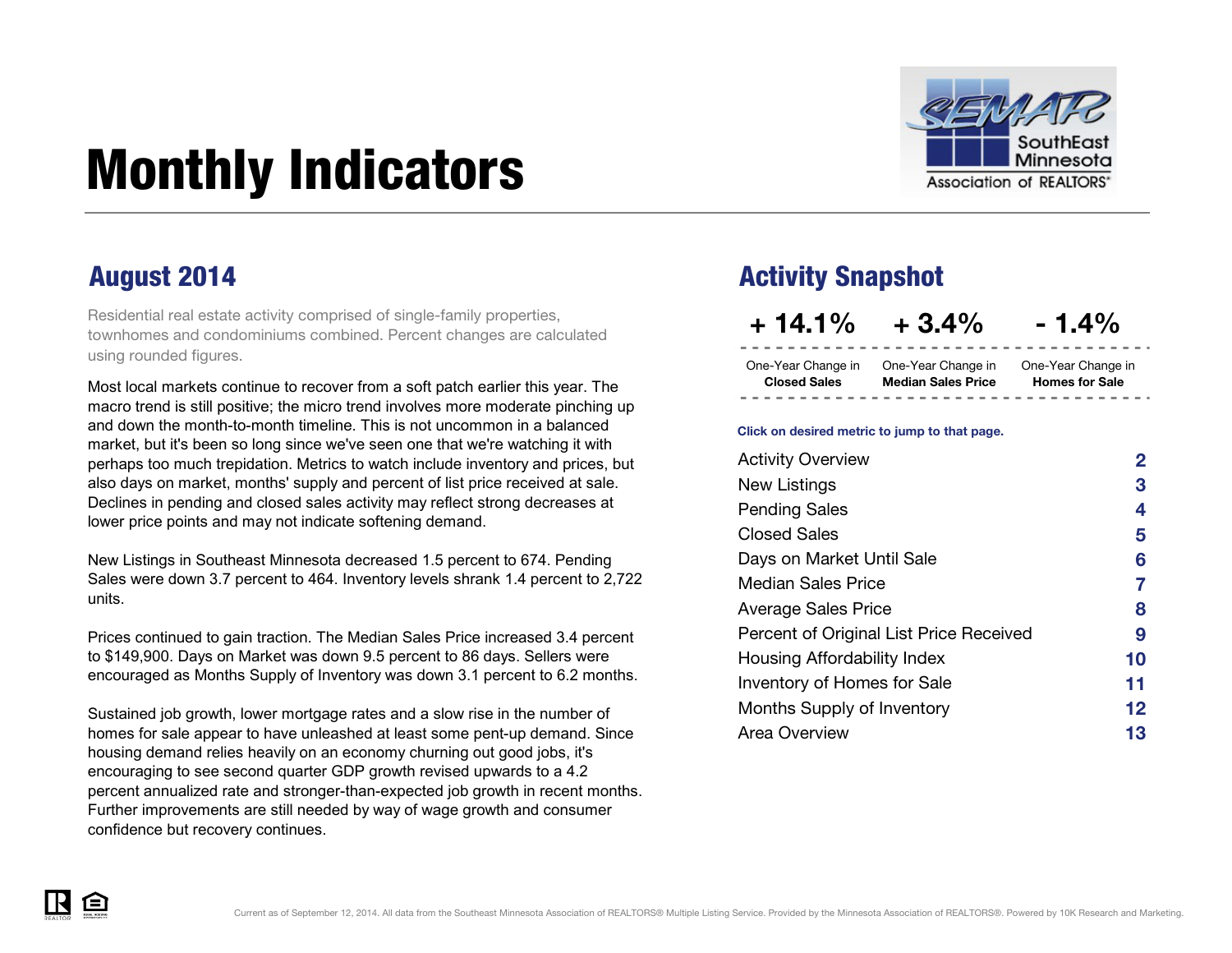# Monthly Indicators

SEMAR SouthEast Minnesota Association of REALTORS®

## August 2014

Residential real estate activity comprised of single-family properties, townhomes and condominiums combined. Percent changes are calculated using rounded figures.

Most local markets continue to recover from a soft patch earlier this year. The macro trend is still positive; the micro trend involves more moderate pinching up and down the month-to-month timeline. This is not uncommon in a balanced market, but it's been so long since we've seen one that we're watching it with perhaps too much trepidation. Metrics to watch include inventory and prices, but also days on market, months' supply and percent of list price received at sale. Declines in pending and closed sales activity may reflect strong decreases at lower price points and may not indicate softening demand.

New Listings in Southeast Minnesota decreased 1.5 percent to 674. Pending Sales were down 3.7 percent to 464. Inventory levels shrank 1.4 percent to 2,722 units.

Prices continued to gain traction. The Median Sales Price increased 3.4 percent to $149,900. Days on Market was down 9.5 percent to 86 days. Sellers were encouraged as Months Supply of Inventory was down 3.1 percent to 6.2 months.

Sustained job growth, lower mortgage rates and a slow rise in the number of homes for sale appear to have unleashed at least some pent-up demand. Since housing demand relies heavily on an economy churning out good jobs, it's encouraging to see second quarter GDP growth revised upwards to a 4.2 percent annualized rate and stronger-than-expected job growth in recent months. Further improvements are still needed by way of wage growth and consumer confidence but recovery continues.

## Activity Snapshot

| + 14.1% | + 3.4% | - 1.4% |
|---|---|---|
| One-Year Change in **Closed Sales** | One-Year Change in **Median Sales Price** | One-Year Change in **Homes for Sale** |

**Click on desired metric to jump to that page.**

| | |
|---|---|
| Activity Overview | 2 |
| New Listings | 3 |
| Pending Sales | 4 |
| Closed Sales | 5 |
| Days on Market Until Sale | 6 |
| Median Sales Price | 7 |
| Average Sales Price | 8 |
| Percent of Original List Price Received | 9 |
| Housing Affordability Index | 10 |
| Inventory of Homes for Sale | 11 |
| Months Supply of Inventory | 12 |
| Area Overview | 13 |

Current as of September 12, 2014. All data from the Southeast Minnesota Association of REALTORS® Multiple Listing Service. Provided by the Minnesota Association of REALTORS®. Powered by 10K Research and Marketing.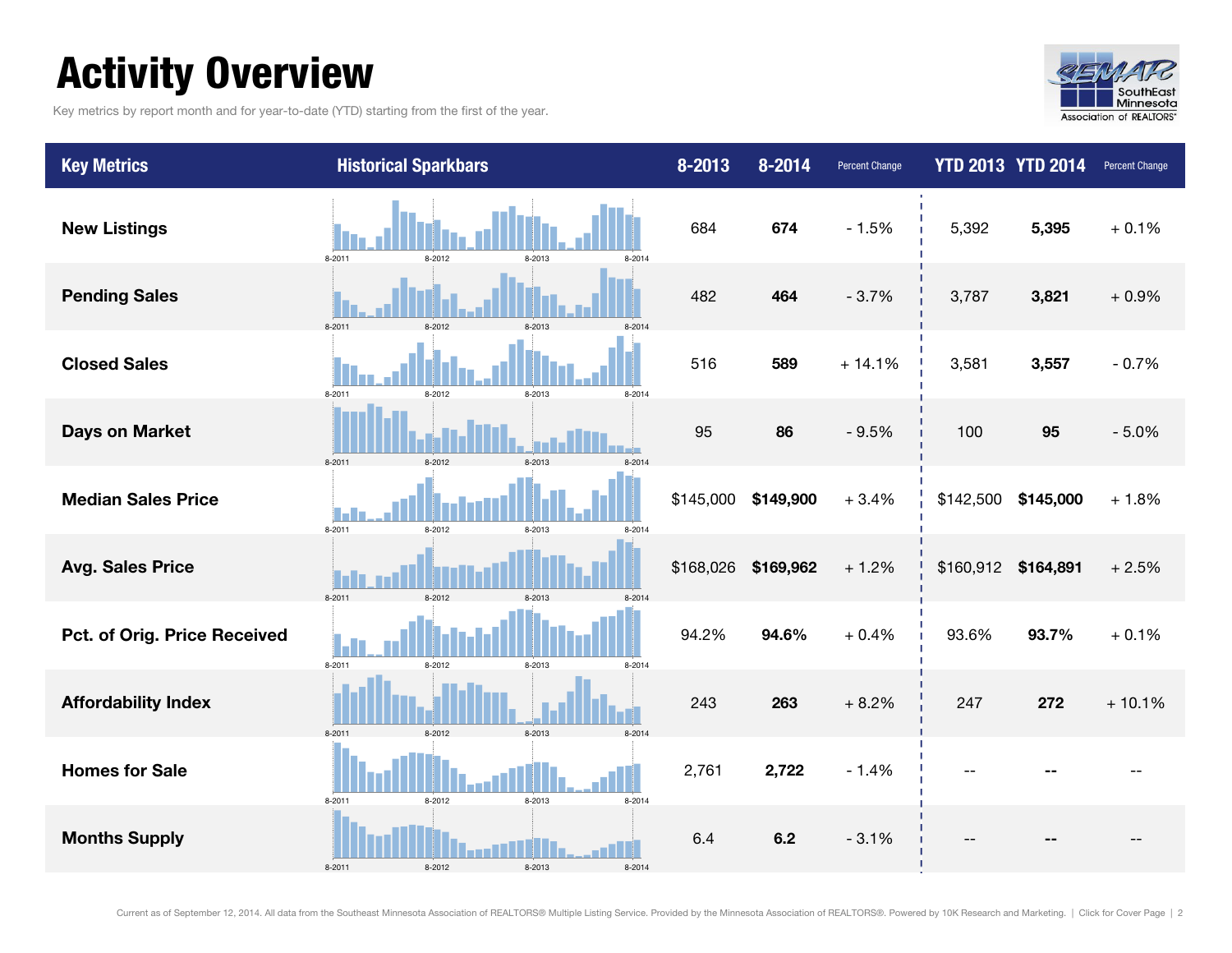# Activity Overview

Key metrics by report month and for year-to-date (YTD) starting from the first of the year.

| Key Metrics | Historical Sparkbars | 8-2013 | 8-2014 | Percent Change | YTD 2013 | YTD 2014 | Percent Change |
|---|---|---|---|---|---|---|---|
| New Listings | 8-2011 8-2012 8-2013 8-2014 | 684 | **674** | - 1.5% | 5,392 | **5,395** | + 0.1% |
| Pending Sales | 8-2011 8-2012 8-2013 8-2014 | 482 | **464** | - 3.7% | 3,787 | **3,821** | + 0.9% |
| Closed Sales | 8-2011 8-2012 8-2013 8-2014 | 516 | **589** | + 14.1% | 3,581 | **3,557** | - 0.7% |
| Days on Market | 8-2011 8-2012 8-2013 8-2014 | 95 | **86** | - 9.5% | 100 | **95** | - 5.0% |
| Median Sales Price | 8-2011 8-2012 8-2013 8-2014 | $145,000 | **$149,900** | + 3.4% | $142,500 | **$145,000** | + 1.8% |
| Avg. Sales Price | 8-2011 8-2012 8-2013 8-2014 | $168,026 | **$169,962** | + 1.2% | $160,912 | **$164,891** | + 2.5% |
| Pct. of Orig. Price Received | 8-2011 8-2012 8-2013 8-2014 | 94.2% | **94.6%** | + 0.4% | 93.6% | **93.7%** | + 0.1% |
| Affordability Index | 8-2011 8-2012 8-2013 8-2014 | 243 | **263** | + 8.2% | 247 | **272** | + 10.1% |
| Homes for Sale | 8-2011 8-2012 8-2013 8-2014 | 2,761 | **2,722** | - 1.4% | -- | **--** | -- |
| Months Supply | 8-2011 8-2012 8-2013 8-2014 | 6.4 | **6.2** | - 3.1% | -- | **--** | -- |

Current as of September 12, 2014. All data from the Southeast Minnesota Association of REALTORS® Multiple Listing Service. Provided by the Minnesota Association of REALTORS®. Powered by 10K Research and Marketing. | Click for Cover Page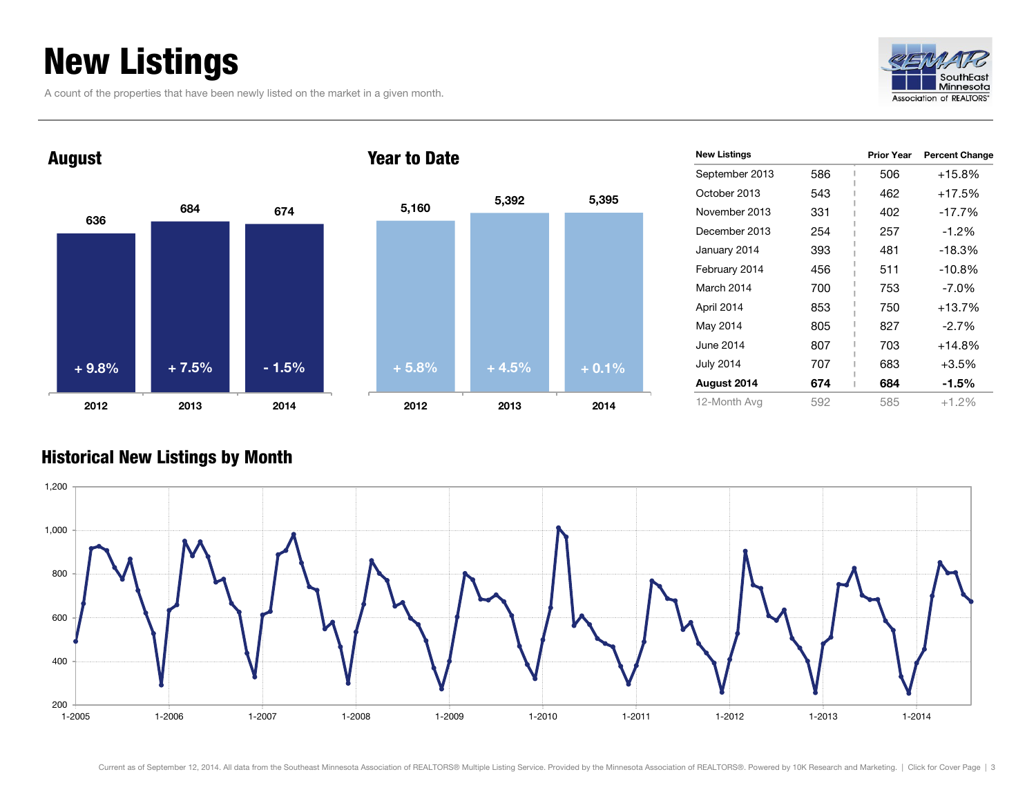# New Listings

A count of the properties that have been newly listed on the market in a given month.

### August

| | 2012 | 2013 | 2014 |
|---|---|---|---|
| New Listings | 636 | 684 | 674 |
| Change | + 9.8% | + 7.5% | - 1.5% |

### Year to Date

| | 2012 | 2013 | 2014 |
|---|---|---|---|
| New Listings | 5,160 | 5,392 | 5,395 |
| Change | + 5.8% | + 4.5% | + 0.1% |

| New Listings | | Prior Year | Percent Change |
|---|---|---|---|
| September 2013 | 586 | 506 | +15.8% |
| October 2013 | 543 | 462 | +17.5% |
| November 2013 | 331 | 402 | -17.7% |
| December 2013 | 254 | 257 | -1.2% |
| January 2014 | 393 | 481 | -18.3% |
| February 2014 | 456 | 511 | -10.8% |
| March 2014 | 700 | 753 | -7.0% |
| April 2014 | 853 | 750 | +13.7% |
| May 2014 | 805 | 827 | -2.7% |
| June 2014 | 807 | 703 | +14.8% |
| July 2014 | 707 | 683 | +3.5% |
| **August 2014** | **674** | **684** | **-1.5%** |
| 12-Month Avg | 592 | 585 | +1.2% |

### Historical New Listings by Month

Current as of September 12, 2014. All data from the Southeast Minnesota Association of REALTORS® Multiple Listing Service. Provided by the Minnesota Association of REALTORS®. Powered by 10K Research and Marketing. | Click for Cover Page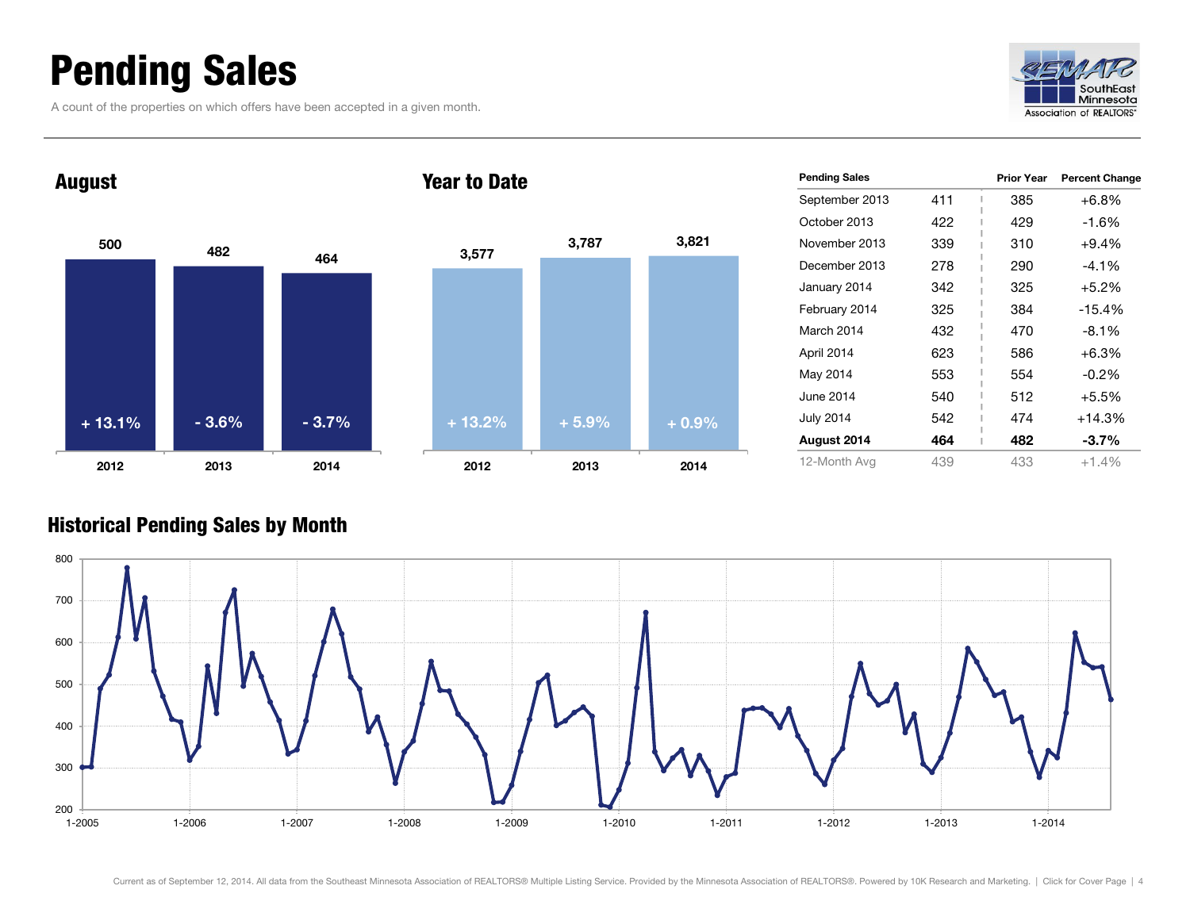# Pending Sales

A count of the properties on which offers have been accepted in a given month.

## August

| | 2012 | 2013 | 2014 |
|---|---|---|---|
| Pending Sales | 500 | 482 | 464 |
| Change | + 13.1% | - 3.6% | - 3.7% |

## Year to Date

| | 2012 | 2013 | 2014 |
|---|---|---|---|
| Pending Sales | 3,577 | 3,787 | 3,821 |
| Change | + 13.2% | + 5.9% | + 0.9% |

| Pending Sales | | Prior Year | Percent Change |
|---|---|---|---|
| September 2013 | 411 | 385 | +6.8% |
| October 2013 | 422 | 429 | -1.6% |
| November 2013 | 339 | 310 | +9.4% |
| December 2013 | 278 | 290 | -4.1% |
| January 2014 | 342 | 325 | +5.2% |
| February 2014 | 325 | 384 | -15.4% |
| March 2014 | 432 | 470 | -8.1% |
| April 2014 | 623 | 586 | +6.3% |
| May 2014 | 553 | 554 | -0.2% |
| June 2014 | 540 | 512 | +5.5% |
| July 2014 | 542 | 474 | +14.3% |
| **August 2014** | **464** | **482** | **-3.7%** |
| 12-Month Avg | 439 | 433 | +1.4% |

## Historical Pending Sales by Month

Current as of September 12, 2014. All data from the Southeast Minnesota Association of REALTORS® Multiple Listing Service. Provided by the Minnesota Association of REALTORS®. Powered by 10K Research and Marketing. | Click for Cover Page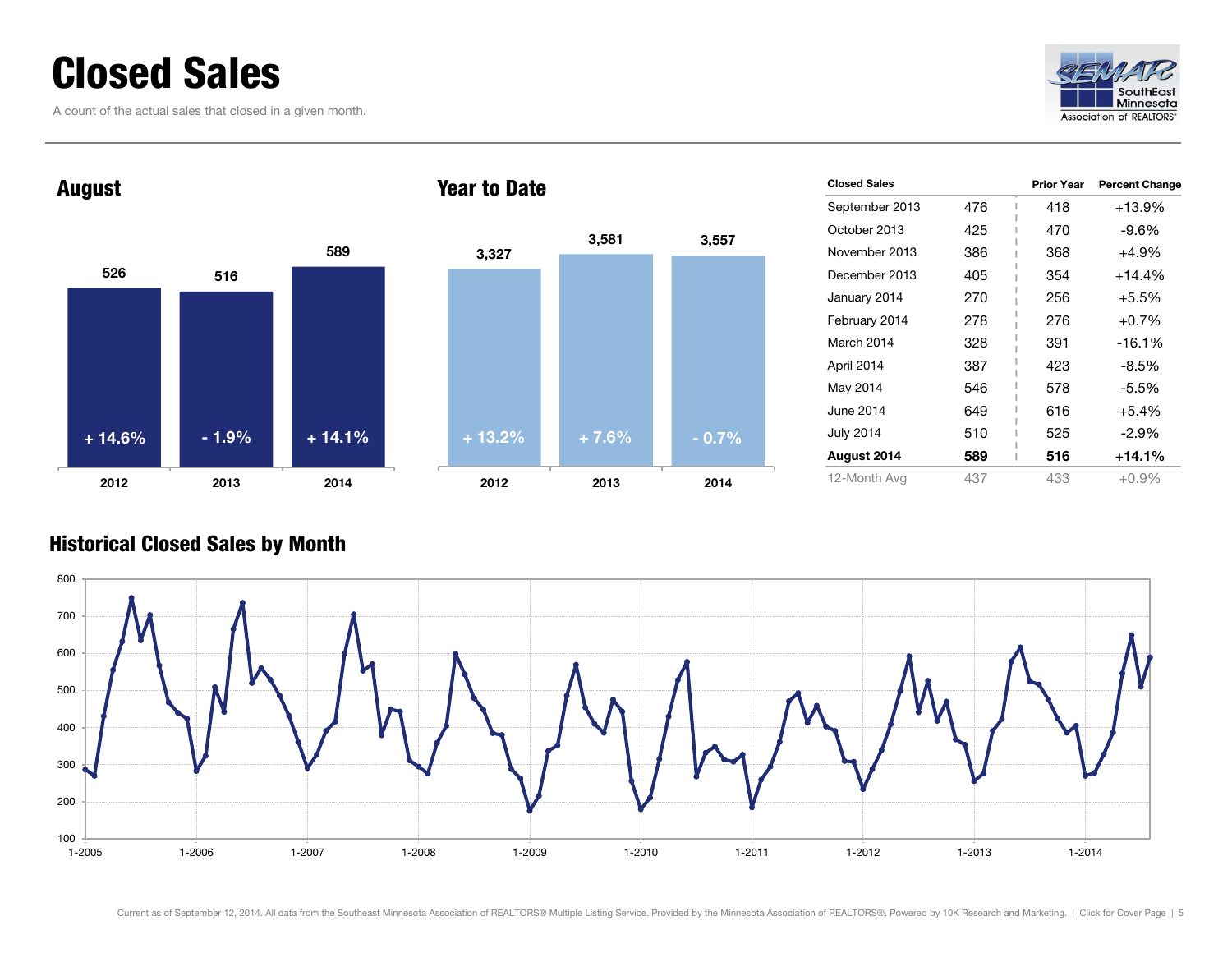# Closed Sales

A count of the actual sales that closed in a given month.

## August

| | 2012 | 2013 | 2014 |
|---|---|---|---|
| Closed Sales | 526 | 516 | 589 |
| Change | + 14.6% | - 1.9% | + 14.1% |

## Year to Date

| | 2012 | 2013 | 2014 |
|---|---|---|---|
| Closed Sales | 3,327 | 3,581 | 3,557 |
| Change | + 13.2% | + 7.6% | - 0.7% |

| Closed Sales | | Prior Year | Percent Change |
|---|---|---|---|
| September 2013 | 476 | 418 | +13.9% |
| October 2013 | 425 | 470 | -9.6% |
| November 2013 | 386 | 368 | +4.9% |
| December 2013 | 405 | 354 | +14.4% |
| January 2014 | 270 | 256 | +5.5% |
| February 2014 | 278 | 276 | +0.7% |
| March 2014 | 328 | 391 | -16.1% |
| April 2014 | 387 | 423 | -8.5% |
| May 2014 | 546 | 578 | -5.5% |
| June 2014 | 649 | 616 | +5.4% |
| July 2014 | 510 | 525 | -2.9% |
| **August 2014** | **589** | **516** | **+14.1%** |
| 12-Month Avg | 437 | 433 | +0.9% |

## Historical Closed Sales by Month

Current as of September 12, 2014. All data from the Southeast Minnesota Association of REALTORS® Multiple Listing Service. Provided by the Minnesota Association of REALTORS®. Powered by 10K Research and Marketing. | Click for Cover Page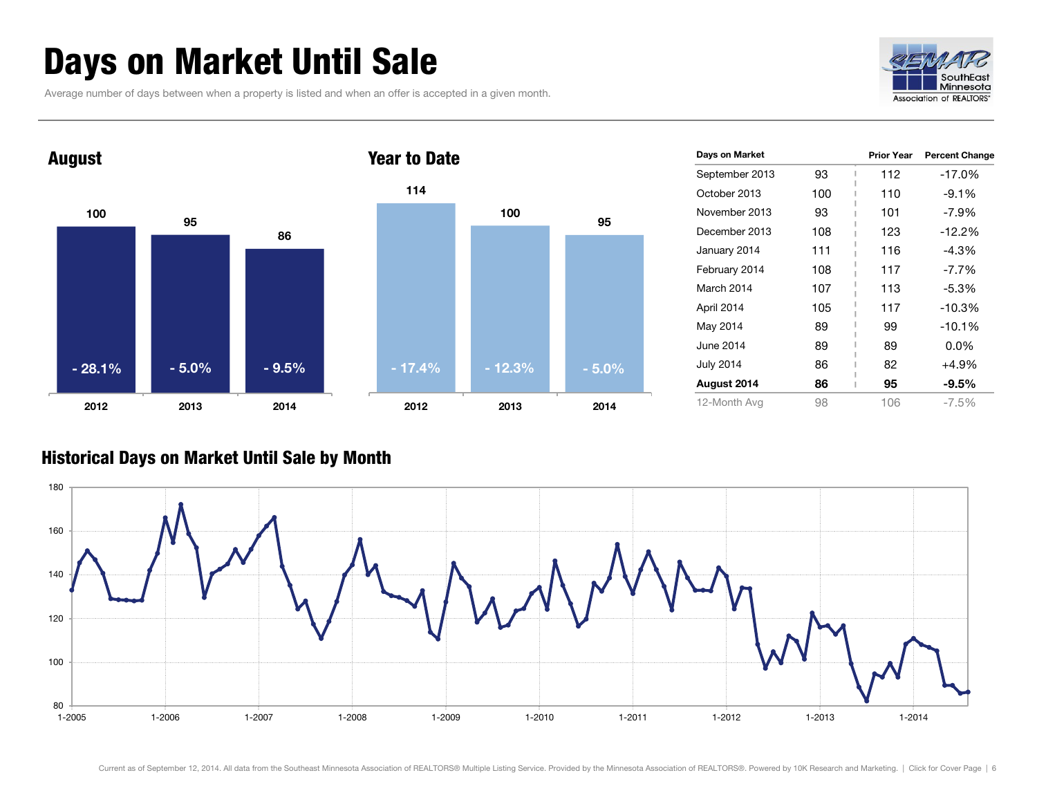# Days on Market Until Sale

Average number of days between when a property is listed and when an offer is accepted in a given month.

## August

| | 2012 | 2013 | 2014 |
|---|---|---|---|
| Days on Market | 100 | 95 | 86 |
| Change | - 28.1% | - 5.0% | - 9.5% |

## Year to Date

| | 2012 | 2013 | 2014 |
|---|---|---|---|
| Days on Market | 114 | 100 | 95 |
| Change | - 17.4% | - 12.3% | - 5.0% |

| Days on Market | | Prior Year | Percent Change |
|---|---|---|---|
| September 2013 | 93 | 112 | -17.0% |
| October 2013 | 100 | 110 | -9.1% |
| November 2013 | 93 | 101 | -7.9% |
| December 2013 | 108 | 123 | -12.2% |
| January 2014 | 111 | 116 | -4.3% |
| February 2014 | 108 | 117 | -7.7% |
| March 2014 | 107 | 113 | -5.3% |
| April 2014 | 105 | 117 | -10.3% |
| May 2014 | 89 | 99 | -10.1% |
| June 2014 | 89 | 89 | 0.0% |
| July 2014 | 86 | 82 | +4.9% |
| **August 2014** | **86** | **95** | **-9.5%** |
| 12-Month Avg | 98 | 106 | -7.5% |

## Historical Days on Market Until Sale by Month

Current as of September 12, 2014. All data from the Southeast Minnesota Association of REALTORS® Multiple Listing Service. Provided by the Minnesota Association of REALTORS®. Powered by 10K Research and Marketing. | Click for Cover Page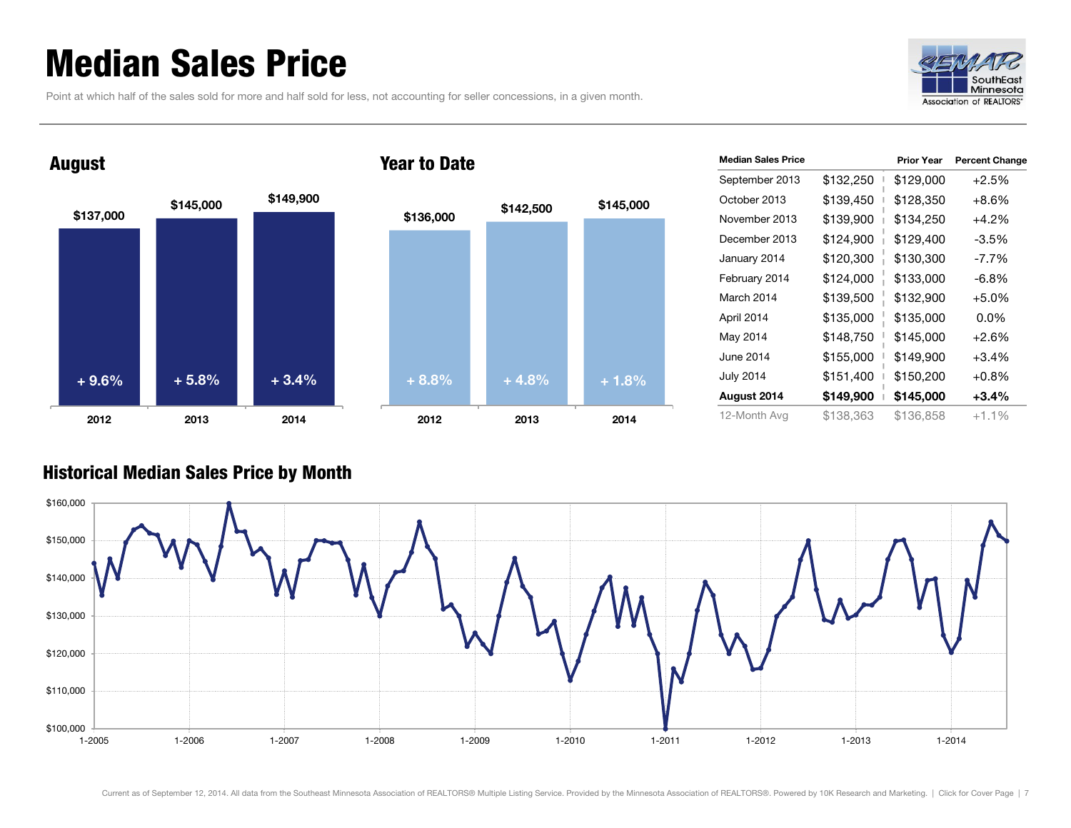# Median Sales Price

Point at which half of the sales sold for more and half sold for less, not accounting for seller concessions, in a given month.

## August

| | 2012 | 2013 | 2014 |
|---|---|---|---|
| Median Sales Price | $137,000 | $145,000 | $149,900 |
| Change | + 9.6% | + 5.8% | + 3.4% |

## Year to Date

| | 2012 | 2013 | 2014 |
|---|---|---|---|
| Median Sales Price | $136,000 | $142,500 | $145,000 |
| Change | + 8.8% | + 4.8% | + 1.8% |

| Median Sales Price | | Prior Year | Percent Change |
|---|---|---|---|
| September 2013 | $132,250 | $129,000 | +2.5% |
| October 2013 | $139,450 | $128,350 | +8.6% |
| November 2013 | $139,900 | $134,250 | +4.2% |
| December 2013 | $124,900 | $129,400 | -3.5% |
| January 2014 | $120,300 | $130,300 | -7.7% |
| February 2014 | $124,000 | $133,000 | -6.8% |
| March 2014 | $139,500 | $132,900 | +5.0% |
| April 2014 | $135,000 | $135,000 | 0.0% |
| May 2014 | $148,750 | $145,000 | +2.6% |
| June 2014 | $155,000 | $149,900 | +3.4% |
| July 2014 | $151,400 | $150,200 | +0.8% |
| **August 2014** | **$149,900** | **$145,000** | **+3.4%** |
| 12-Month Avg | $138,363 | $136,858 | +1.1% |

## Historical Median Sales Price by Month

Current as of September 12, 2014. All data from the Southeast Minnesota Association of REALTORS® Multiple Listing Service. Provided by the Minnesota Association of REALTORS®. Powered by 10K Research and Marketing. | Click for Cover Page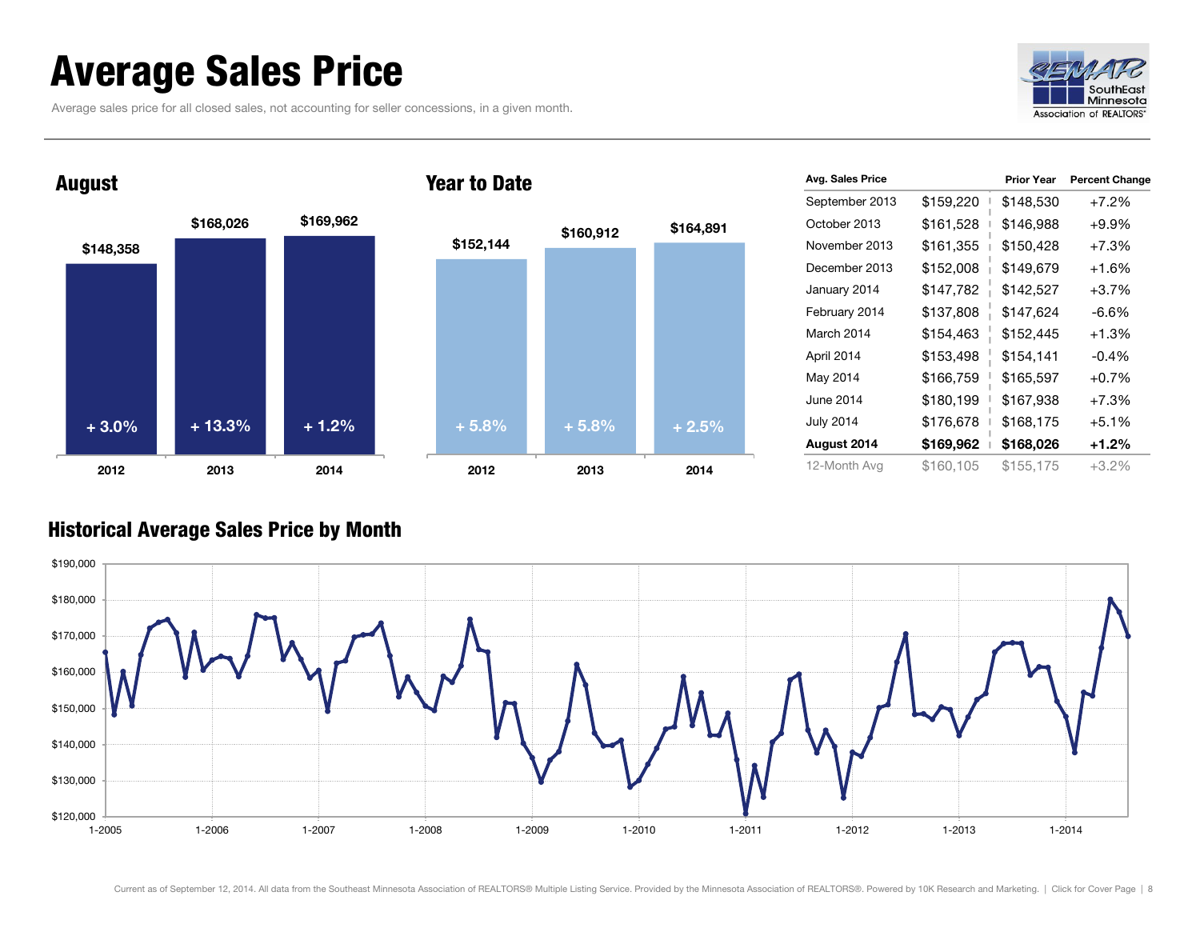# Average Sales Price

Average sales price for all closed sales, not accounting for seller concessions, in a given month.

## August

| Year | Average Sales Price | Change |
|---|---|---|
| 2012 | $148,358 | + 3.0% |
| 2013 | $168,026 | + 13.3% |
| 2014 | $169,962 | + 1.2% |

## Year to Date

| Year | Average Sales Price | Change |
|---|---|---|
| 2012 | $152,144 | + 5.8% |
| 2013 | $160,912 | + 5.8% |
| 2014 | $164,891 | + 2.5% |

| Avg. Sales Price | | Prior Year | Percent Change |
|---|---|---|---|
| September 2013 | $159,220 | $148,530 | +7.2% |
| October 2013 | $161,528 | $146,988 | +9.9% |
| November 2013 | $161,355 | $150,428 | +7.3% |
| December 2013 | $152,008 | $149,679 | +1.6% |
| January 2014 | $147,782 | $142,527 | +3.7% |
| February 2014 | $137,808 | $147,624 | -6.6% |
| March 2014 | $154,463 | $152,445 | +1.3% |
| April 2014 | $153,498 | $154,141 | -0.4% |
| May 2014 | $166,759 | $165,597 | +0.7% |
| June 2014 | $180,199 | $167,938 | +7.3% |
| July 2014 | $176,678 | $168,175 | +5.1% |
| **August 2014** | **$169,962** | **$168,026** | **+1.2%** |
| 12-Month Avg | $160,105 | $155,175 | +3.2% |

## Historical Average Sales Price by Month

Current as of September 12, 2014. All data from the Southeast Minnesota Association of REALTORS® Multiple Listing Service. Provided by the Minnesota Association of REALTORS®. Powered by 10K Research and Marketing. | Click for Cover Page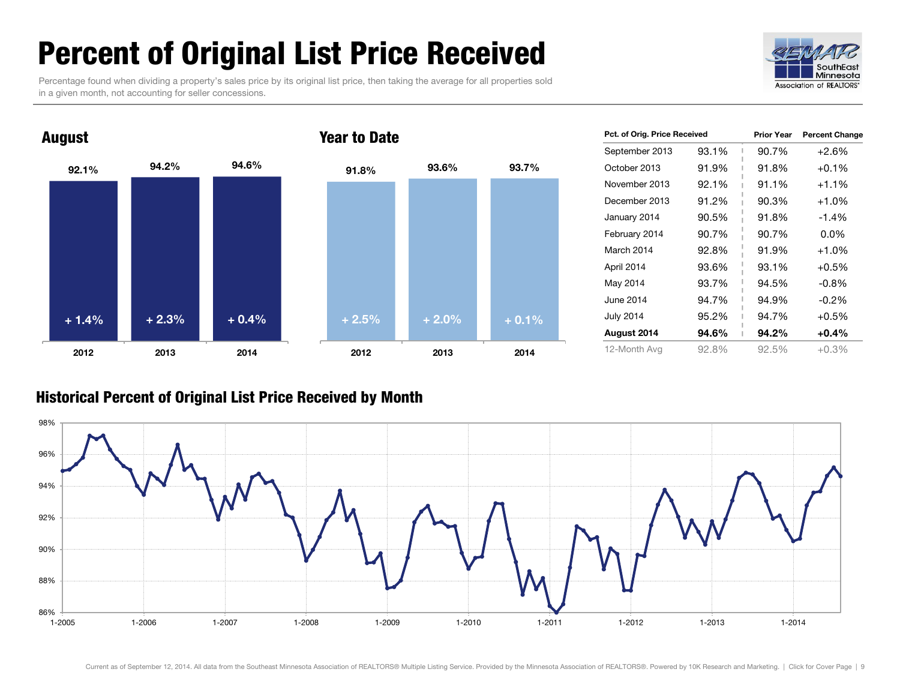# Percent of Original List Price Received

Percentage found when dividing a property's sales price by its original list price, then taking the average for all properties sold in a given month, not accounting for seller concessions.

## August

| Year | Percent | Change |
|---|---|---|
| 2012 | 92.1% | + 1.4% |
| 2013 | 94.2% | + 2.3% |
| 2014 | 94.6% | + 0.4% |

## Year to Date

| Year | Percent | Change |
|---|---|---|
| 2012 | 91.8% | + 2.5% |
| 2013 | 93.6% | + 2.0% |
| 2014 | 93.7% | + 0.1% |

| Pct. of Orig. Price Received | | Prior Year | Percent Change |
|---|---|---|---|
| September 2013 | 93.1% | 90.7% | +2.6% |
| October 2013 | 91.9% | 91.8% | +0.1% |
| November 2013 | 92.1% | 91.1% | +1.1% |
| December 2013 | 91.2% | 90.3% | +1.0% |
| January 2014 | 90.5% | 91.8% | -1.4% |
| February 2014 | 90.7% | 90.7% | 0.0% |
| March 2014 | 92.8% | 91.9% | +1.0% |
| April 2014 | 93.6% | 93.1% | +0.5% |
| May 2014 | 93.7% | 94.5% | -0.8% |
| June 2014 | 94.7% | 94.9% | -0.2% |
| July 2014 | 95.2% | 94.7% | +0.5% |
| **August 2014** | **94.6%** | **94.2%** | **+0.4%** |
| 12-Month Avg | 92.8% | 92.5% | +0.3% |

## Historical Percent of Original List Price Received by Month

Current as of September 12, 2014. All data from the Southeast Minnesota Association of REALTORS® Multiple Listing Service. Provided by the Minnesota Association of REALTORS®. Powered by 10K Research and Marketing. | Click for Cover Page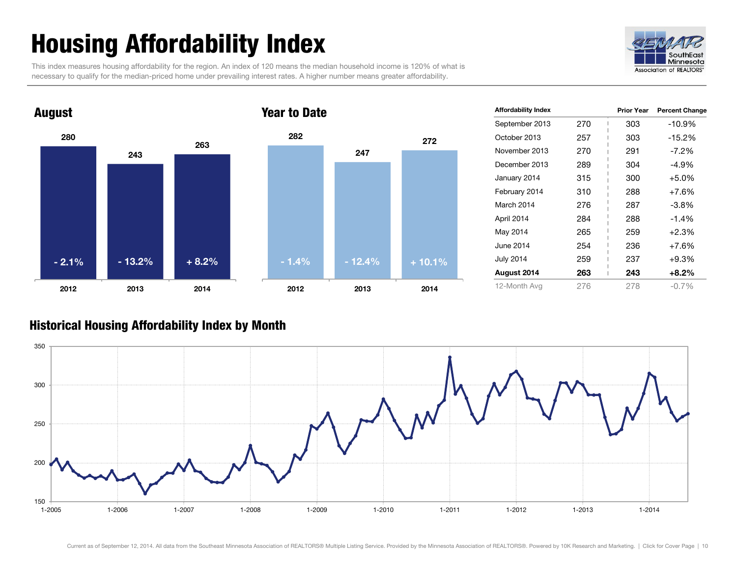# Housing Affordability Index

This index measures housing affordability for the region. An index of 120 means the median household income is 120% of what is necessary to qualify for the median-priced home under prevailing interest rates. A higher number means greater affordability.

## August

| | 2012 | 2013 | 2014 |
|---|---|---|---|
| Index | 280 | 243 | 263 |
| Change | - 2.1% | - 13.2% | + 8.2% |

## Year to Date

| | 2012 | 2013 | 2014 |
|---|---|---|---|
| Index | 282 | 247 | 272 |
| Change | - 1.4% | - 12.4% | + 10.1% |

| Affordability Index | | Prior Year | Percent Change |
|---|---|---|---|
| September 2013 | 270 | 303 | -10.9% |
| October 2013 | 257 | 303 | -15.2% |
| November 2013 | 270 | 291 | -7.2% |
| December 2013 | 289 | 304 | -4.9% |
| January 2014 | 315 | 300 | +5.0% |
| February 2014 | 310 | 288 | +7.6% |
| March 2014 | 276 | 287 | -3.8% |
| April 2014 | 284 | 288 | -1.4% |
| May 2014 | 265 | 259 | +2.3% |
| June 2014 | 254 | 236 | +7.6% |
| July 2014 | 259 | 237 | +9.3% |
| **August 2014** | **263** | **243** | **+8.2%** |
| 12-Month Avg | 276 | 278 | -0.7% |

## Historical Housing Affordability Index by Month

Current as of September 12, 2014. All data from the Southeast Minnesota Association of REALTORS® Multiple Listing Service. Provided by the Minnesota Association of REALTORS®. Powered by 10K Research and Marketing. | Click for Cover Page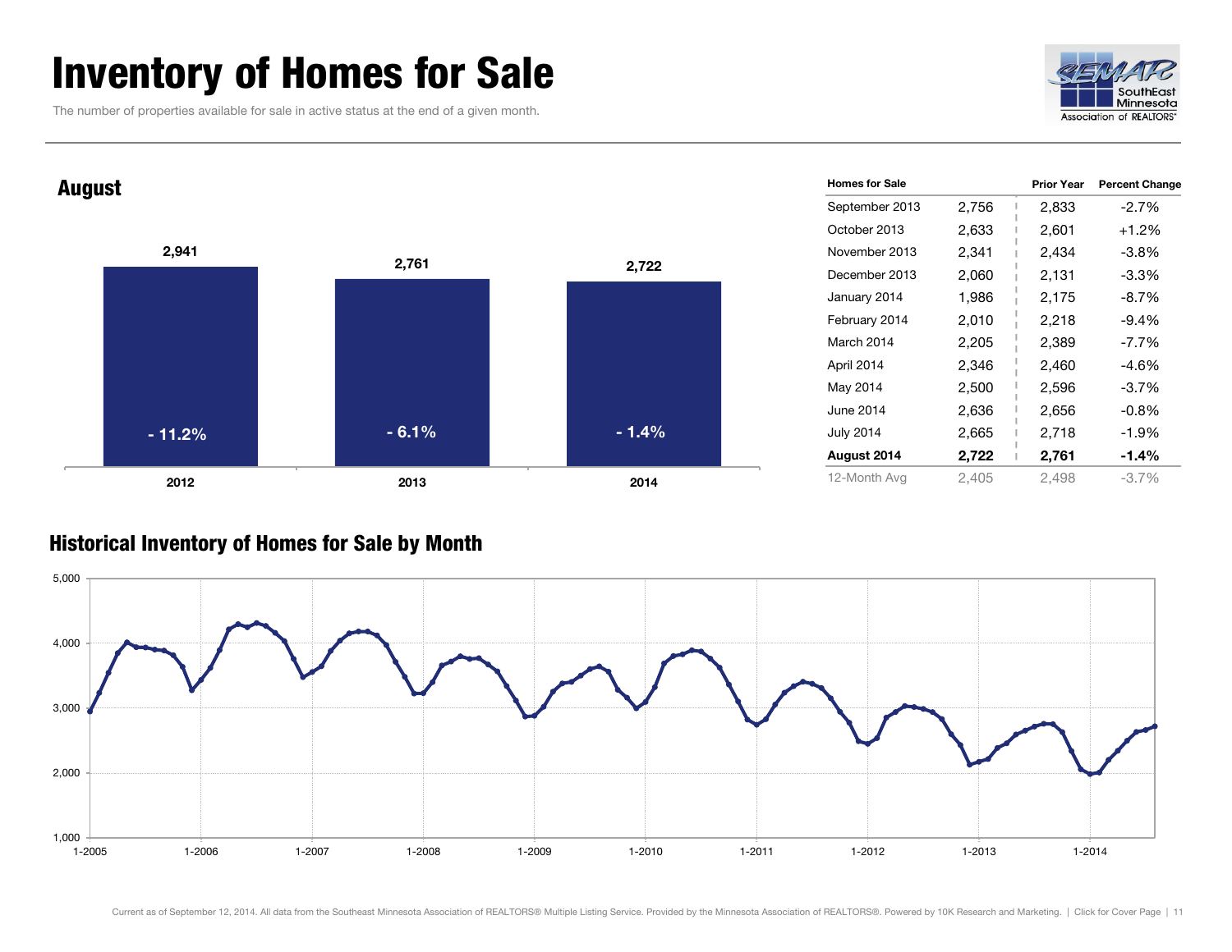# Inventory of Homes for Sale

The number of properties available for sale in active status at the end of a given month.

## August

| Year | Homes for Sale | Change |
| --- | --- | --- |
| 2012 | 2,941 | - 11.2% |
| 2013 | 2,761 | - 6.1% |
| 2014 | 2,722 | - 1.4% |

| Homes for Sale | | Prior Year | Percent Change |
| --- | --- | --- | --- |
| September 2013 | 2,756 | 2,833 | -2.7% |
| October 2013 | 2,633 | 2,601 | +1.2% |
| November 2013 | 2,341 | 2,434 | -3.8% |
| December 2013 | 2,060 | 2,131 | -3.3% |
| January 2014 | 1,986 | 2,175 | -8.7% |
| February 2014 | 2,010 | 2,218 | -9.4% |
| March 2014 | 2,205 | 2,389 | -7.7% |
| April 2014 | 2,346 | 2,460 | -4.6% |
| May 2014 | 2,500 | 2,596 | -3.7% |
| June 2014 | 2,636 | 2,656 | -0.8% |
| July 2014 | 2,665 | 2,718 | -1.9% |
| **August 2014** | **2,722** | **2,761** | **-1.4%** |
| 12-Month Avg | 2,405 | 2,498 | -3.7% |

## Historical Inventory of Homes for Sale by Month

Current as of September 12, 2014. All data from the Southeast Minnesota Association of REALTORS® Multiple Listing Service. Provided by the Minnesota Association of REALTORS®. Powered by 10K Research and Marketing.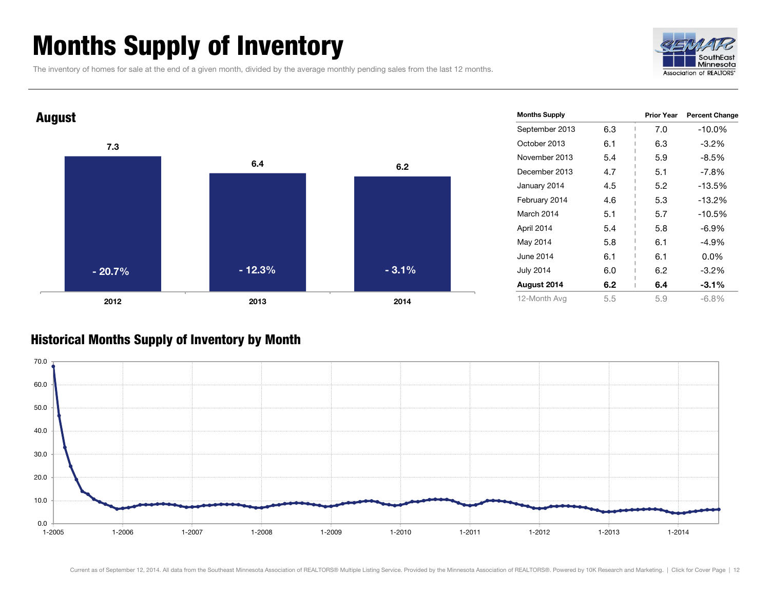# Months Supply of Inventory

The inventory of homes for sale at the end of a given month, divided by the average monthly pending sales from the last 12 months.

## August

| Year | Months Supply | Percent Change |
| --- | --- | --- |
| 2012 | 7.3 | - 20.7% |
| 2013 | 6.4 | - 12.3% |
| 2014 | 6.2 | - 3.1% |

| Months Supply | | Prior Year | Percent Change |
| --- | --- | --- | --- |
| September 2013 | 6.3 | 7.0 | -10.0% |
| October 2013 | 6.1 | 6.3 | -3.2% |
| November 2013 | 5.4 | 5.9 | -8.5% |
| December 2013 | 4.7 | 5.1 | -7.8% |
| January 2014 | 4.5 | 5.2 | -13.5% |
| February 2014 | 4.6 | 5.3 | -13.2% |
| March 2014 | 5.1 | 5.7 | -10.5% |
| April 2014 | 5.4 | 5.8 | -6.9% |
| May 2014 | 5.8 | 6.1 | -4.9% |
| June 2014 | 6.1 | 6.1 | 0.0% |
| July 2014 | 6.0 | 6.2 | -3.2% |
| **August 2014** | **6.2** | **6.4** | **-3.1%** |
| 12-Month Avg | 5.5 | 5.9 | -6.8% |

## Historical Months Supply of Inventory by Month

Current as of September 12, 2014. All data from the Southeast Minnesota Association of REALTORS® Multiple Listing Service. Provided by the Minnesota Association of REALTORS®. Powered by 10K Research and Marketing. | Click for Cover Page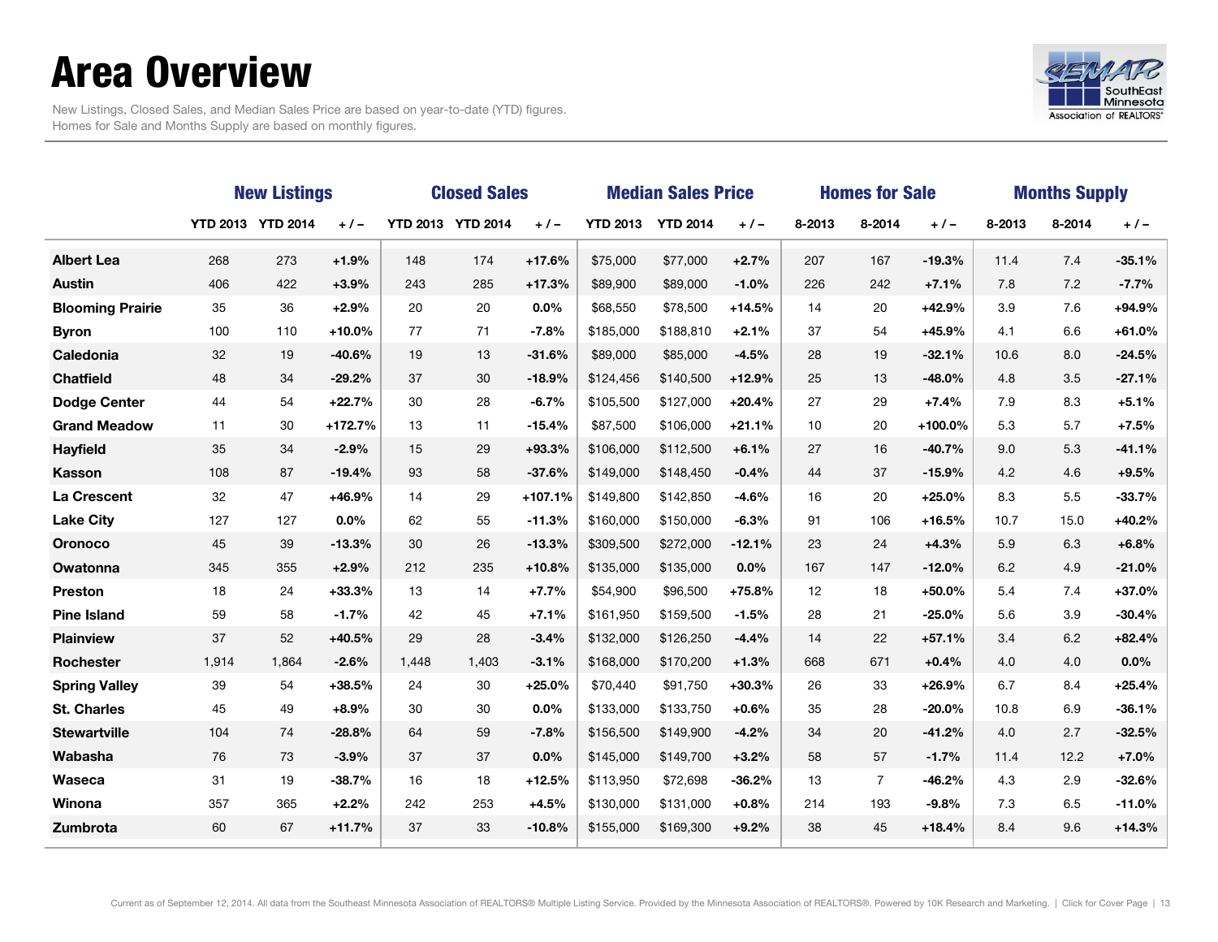# Area Overview

New Listings, Closed Sales, and Median Sales Price are based on year-to-date (YTD) figures.
Homes for Sale and Months Supply are based on monthly figures.

SEMAR SouthEast Minnesota Association of REALTORS®

| | New Listings | | | Closed Sales | | | Median Sales Price | | | Homes for Sale | | | Months Supply | | |
|---|---|---|---|---|---|---|---|---|---|---|---|---|---|---|---|
| | YTD 2013 | YTD 2014 | + / – | YTD 2013 | YTD 2014 | + / – | YTD 2013 | YTD 2014 | + / – | 8-2013 | 8-2014 | + / – | 8-2013 | 8-2014 | + / – |
| **Albert Lea** | 268 | 273 | **+1.9%** | 148 | 174 | **+17.6%** | $75,000 | $77,000 | **+2.7%** | 207 | 167 | **-19.3%** | 11.4 | 7.4 | **-35.1%** |
| **Austin** | 406 | 422 | **+3.9%** | 243 | 285 | **+17.3%** | $89,900 | $89,000 | **-1.0%** | 226 | 242 | **+7.1%** | 7.8 | 7.2 | **-7.7%** |
| **Blooming Prairie** | 35 | 36 | **+2.9%** | 20 | 20 | **0.0%** | $68,550 | $78,500 | **+14.5%** | 14 | 20 | **+42.9%** | 3.9 | 7.6 | **+94.9%** |
| **Byron** | 100 | 110 | **+10.0%** | 77 | 71 | **-7.8%** | $185,000 | $188,810 | **+2.1%** | 37 | 54 | **+45.9%** | 4.1 | 6.6 | **+61.0%** |
| **Caledonia** | 32 | 19 | **-40.6%** | 19 | 13 | **-31.6%** | $89,000 | $85,000 | **-4.5%** | 28 | 19 | **-32.1%** | 10.6 | 8.0 | **-24.5%** |
| **Chatfield** | 48 | 34 | **-29.2%** | 37 | 30 | **-18.9%** | $124,456 | $140,500 | **+12.9%** | 25 | 13 | **-48.0%** | 4.8 | 3.5 | **-27.1%** |
| **Dodge Center** | 44 | 54 | **+22.7%** | 30 | 28 | **-6.7%** | $105,500 | $127,000 | **+20.4%** | 27 | 29 | **+7.4%** | 7.9 | 8.3 | **+5.1%** |
| **Grand Meadow** | 11 | 30 | **+172.7%** | 13 | 11 | **-15.4%** | $87,500 | $106,000 | **+21.1%** | 10 | 20 | **+100.0%** | 5.3 | 5.7 | **+7.5%** |
| **Hayfield** | 35 | 34 | **-2.9%** | 15 | 29 | **+93.3%** | $106,000 | $112,500 | **+6.1%** | 27 | 16 | **-40.7%** | 9.0 | 5.3 | **-41.1%** |
| **Kasson** | 108 | 87 | **-19.4%** | 93 | 58 | **-37.6%** | $149,000 | $148,450 | **-0.4%** | 44 | 37 | **-15.9%** | 4.2 | 4.6 | **+9.5%** |
| **La Crescent** | 32 | 47 | **+46.9%** | 14 | 29 | **+107.1%** | $149,800 | $142,850 | **-4.6%** | 16 | 20 | **+25.0%** | 8.3 | 5.5 | **-33.7%** |
| **Lake City** | 127 | 127 | **0.0%** | 62 | 55 | **-11.3%** | $160,000 | $150,000 | **-6.3%** | 91 | 106 | **+16.5%** | 10.7 | 15.0 | **+40.2%** |
| **Oronoco** | 45 | 39 | **-13.3%** | 30 | 26 | **-13.3%** | $309,500 | $272,000 | **-12.1%** | 23 | 24 | **+4.3%** | 5.9 | 6.3 | **+6.8%** |
| **Owatonna** | 345 | 355 | **+2.9%** | 212 | 235 | **+10.8%** | $135,000 | $135,000 | **0.0%** | 167 | 147 | **-12.0%** | 6.2 | 4.9 | **-21.0%** |
| **Preston** | 18 | 24 | **+33.3%** | 13 | 14 | **+7.7%** | $54,900 | $96,500 | **+75.8%** | 12 | 18 | **+50.0%** | 5.4 | 7.4 | **+37.0%** |
| **Pine Island** | 59 | 58 | **-1.7%** | 42 | 45 | **+7.1%** | $161,950 | $159,500 | **-1.5%** | 28 | 21 | **-25.0%** | 5.6 | 3.9 | **-30.4%** |
| **Plainview** | 37 | 52 | **+40.5%** | 29 | 28 | **-3.4%** | $132,000 | $126,250 | **-4.4%** | 14 | 22 | **+57.1%** | 3.4 | 6.2 | **+82.4%** |
| **Rochester** | 1,914 | 1,864 | **-2.6%** | 1,448 | 1,403 | **-3.1%** | $168,000 | $170,200 | **+1.3%** | 668 | 671 | **+0.4%** | 4.0 | 4.0 | **0.0%** |
| **Spring Valley** | 39 | 54 | **+38.5%** | 24 | 30 | **+25.0%** | $70,440 | $91,750 | **+30.3%** | 26 | 33 | **+26.9%** | 6.7 | 8.4 | **+25.4%** |
| **St. Charles** | 45 | 49 | **+8.9%** | 30 | 30 | **0.0%** | $133,000 | $133,750 | **+0.6%** | 35 | 28 | **-20.0%** | 10.8 | 6.9 | **-36.1%** |
| **Stewartville** | 104 | 74 | **-28.8%** | 64 | 59 | **-7.8%** | $156,500 | $149,900 | **-4.2%** | 34 | 20 | **-41.2%** | 4.0 | 2.7 | **-32.5%** |
| **Wabasha** | 76 | 73 | **-3.9%** | 37 | 37 | **0.0%** | $145,000 | $149,700 | **+3.2%** | 58 | 57 | **-1.7%** | 11.4 | 12.2 | **+7.0%** |
| **Waseca** | 31 | 19 | **-38.7%** | 16 | 18 | **+12.5%** | $113,950 | $72,698 | **-36.2%** | 13 | 7 | **-46.2%** | 4.3 | 2.9 | **-32.6%** |
| **Winona** | 357 | 365 | **+2.2%** | 242 | 253 | **+4.5%** | $130,000 | $131,000 | **+0.8%** | 214 | 193 | **-9.8%** | 7.3 | 6.5 | **-11.0%** |
| **Zumbrota** | 60 | 67 | **+11.7%** | 37 | 33 | **-10.8%** | $155,000 | $169,300 | **+9.2%** | 38 | 45 | **+18.4%** | 8.4 | 9.6 | **+14.3%** |

Current as of September 12, 2014. All data from the Southeast Minnesota Association of REALTORS® Multiple Listing Service. Provided by the Minnesota Association of REALTORS®. Powered by 10K Research and Marketing. | Click for Cover Page